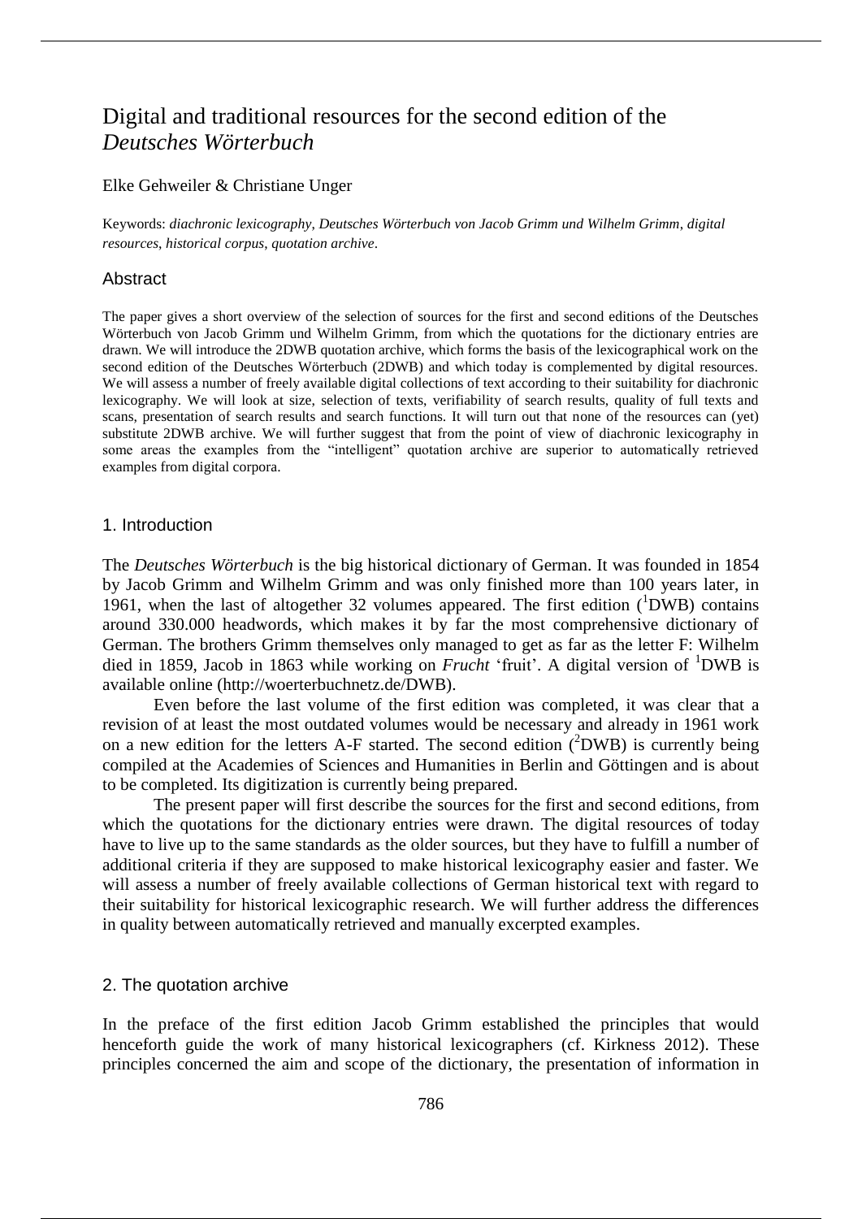# Digital and traditional resources for the second edition of the *Deutsches Wörterbuch*

Elke Gehweiler & Christiane Unger

Keywords: *diachronic lexicography*, *Deutsches Wörterbuch von Jacob Grimm und Wilhelm Grimm*, *digital resources*, *historical corpus*, *quotation archive*.

## Abstract

The paper gives a short overview of the selection of sources for the first and second editions of the Deutsches Wörterbuch von Jacob Grimm und Wilhelm Grimm, from which the quotations for the dictionary entries are drawn. We will introduce the 2DWB quotation archive, which forms the basis of the lexicographical work on the second edition of the Deutsches Wörterbuch (2DWB) and which today is complemented by digital resources. We will assess a number of freely available digital collections of text according to their suitability for diachronic lexicography. We will look at size, selection of texts, verifiability of search results, quality of full texts and scans, presentation of search results and search functions. It will turn out that none of the resources can (yet) substitute 2DWB archive. We will further suggest that from the point of view of diachronic lexicography in some areas the examples from the "intelligent" quotation archive are superior to automatically retrieved examples from digital corpora.

## 1. Introduction

The *Deutsches Wörterbuch* is the big historical dictionary of German. It was founded in 1854 by Jacob Grimm and Wilhelm Grimm and was only finished more than 100 years later, in 1961, when the last of altogether 32 volumes appeared. The first edition ($^1$DWB) contains around 330.000 headwords, which makes it by far the most comprehensive dictionary of German. The brothers Grimm themselves only managed to get as far as the letter F: Wilhelm died in 1859, Jacob in 1863 while working on *Frucht* 'fruit'. A digital version of $^1$DWB is available online (http://woerterbuchnetz.de/DWB).

Even before the last volume of the first edition was completed, it was clear that a revision of at least the most outdated volumes would be necessary and already in 1961 work on a new edition for the letters A-F started. The second edition ($^2$DWB) is currently being compiled at the Academies of Sciences and Humanities in Berlin and Göttingen and is about to be completed. Its digitization is currently being prepared.

The present paper will first describe the sources for the first and second editions, from which the quotations for the dictionary entries were drawn. The digital resources of today have to live up to the same standards as the older sources, but they have to fulfill a number of additional criteria if they are supposed to make historical lexicography easier and faster. We will assess a number of freely available collections of German historical text with regard to their suitability for historical lexicographic research. We will further address the differences in quality between automatically retrieved and manually excerpted examples.

## 2. The quotation archive

In the preface of the first edition Jacob Grimm established the principles that would henceforth guide the work of many historical lexicographers (cf. Kirkness 2012). These principles concerned the aim and scope of the dictionary, the presentation of information in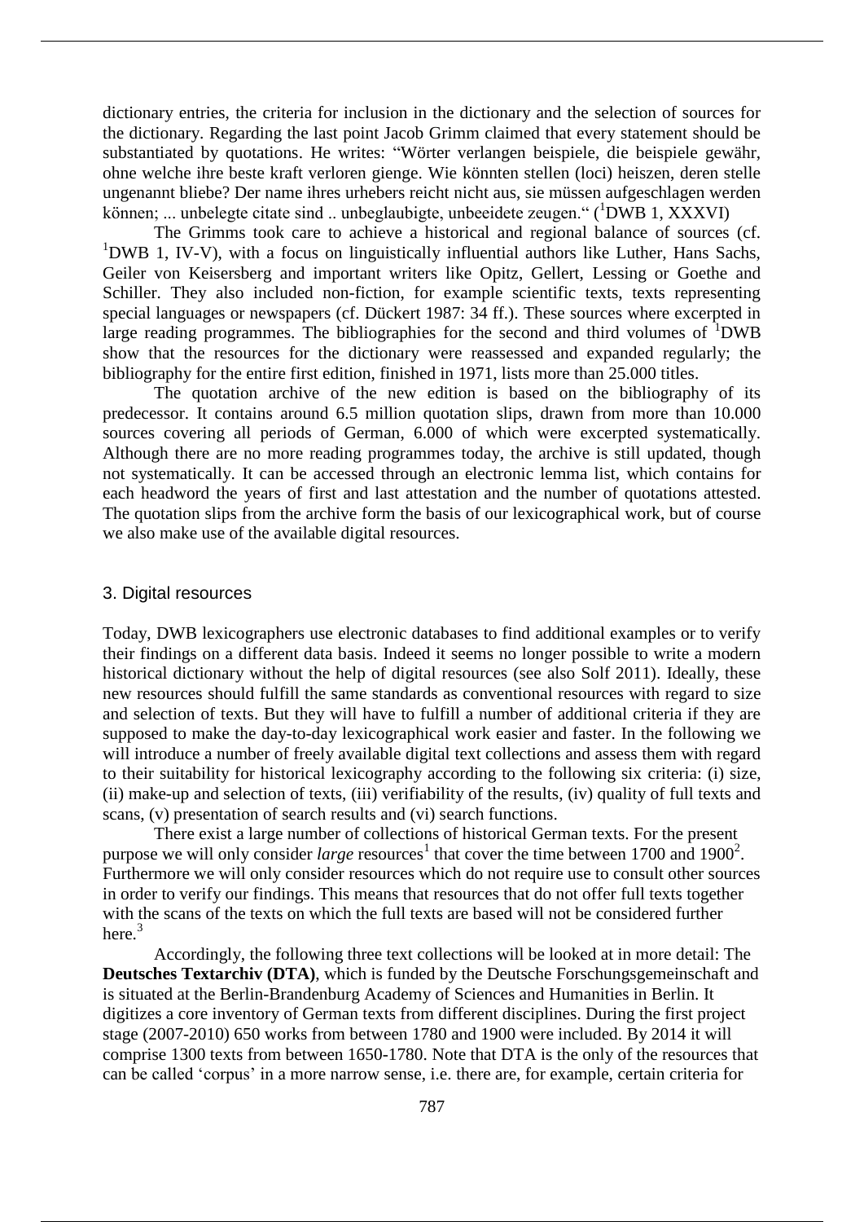dictionary entries, the criteria for inclusion in the dictionary and the selection of sources for the dictionary. Regarding the last point Jacob Grimm claimed that every statement should be substantiated by quotations. He writes: "Wörter verlangen beispiele, die beispiele gewähr, ohne welche ihre beste kraft verloren gienge. Wie könnten stellen (loci) heiszen, deren stelle ungenannt bliebe? Der name ihres urhebers reicht nicht aus, sie müssen aufgeschlagen werden können; ... unbelegte citate sind .. unbeglaubigte, unbeeidete zeugen." ([1]DWB 1, XXXVI)

The Grimms took care to achieve a historical and regional balance of sources (cf. [1]DWB 1, IV-V), with a focus on linguistically influential authors like Luther, Hans Sachs, Geiler von Keisersberg and important writers like Opitz, Gellert, Lessing or Goethe and Schiller. They also included non-fiction, for example scientific texts, texts representing special languages or newspapers (cf. Dückert 1987: 34 ff.). These sources where excerpted in large reading programmes. The bibliographies for the second and third volumes of [1]DWB show that the resources for the dictionary were reassessed and expanded regularly; the bibliography for the entire first edition, finished in 1971, lists more than 25.000 titles.

The quotation archive of the new edition is based on the bibliography of its predecessor. It contains around 6.5 million quotation slips, drawn from more than 10.000 sources covering all periods of German, 6.000 of which were excerpted systematically. Although there are no more reading programmes today, the archive is still updated, though not systematically. It can be accessed through an electronic lemma list, which contains for each headword the years of first and last attestation and the number of quotations attested. The quotation slips from the archive form the basis of our lexicographical work, but of course we also make use of the available digital resources.

## 3. Digital resources

Today, DWB lexicographers use electronic databases to find additional examples or to verify their findings on a different data basis. Indeed it seems no longer possible to write a modern historical dictionary without the help of digital resources (see also Solf 2011). Ideally, these new resources should fulfill the same standards as conventional resources with regard to size and selection of texts. But they will have to fulfill a number of additional criteria if they are supposed to make the day-to-day lexicographical work easier and faster. In the following we will introduce a number of freely available digital text collections and assess them with regard to their suitability for historical lexicography according to the following six criteria: (i) size, (ii) make-up and selection of texts, (iii) verifiability of the results, (iv) quality of full texts and scans, (v) presentation of search results and (vi) search functions.

There exist a large number of collections of historical German texts. For the present purpose we will only consider *large* resources[1] that cover the time between 1700 and 1900[2]. Furthermore we will only consider resources which do not require use to consult other sources in order to verify our findings. This means that resources that do not offer full texts together with the scans of the texts on which the full texts are based will not be considered further here.[3]

Accordingly, the following three text collections will be looked at in more detail: The **Deutsches Textarchiv (DTA)**, which is funded by the Deutsche Forschungsgemeinschaft and is situated at the Berlin-Brandenburg Academy of Sciences and Humanities in Berlin. It digitizes a core inventory of German texts from different disciplines. During the first project stage (2007-2010) 650 works from between 1780 and 1900 were included. By 2014 it will comprise 1300 texts from between 1650-1780. Note that DTA is the only of the resources that can be called 'corpus' in a more narrow sense, i.e. there are, for example, certain criteria for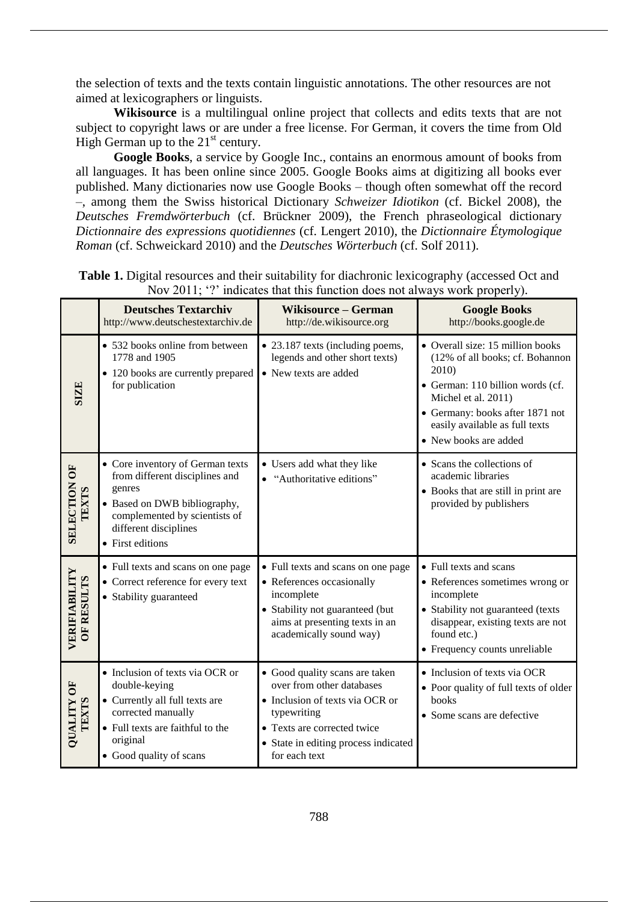the selection of texts and the texts contain linguistic annotations. The other resources are not aimed at lexicographers or linguists.

**Wikisource** is a multilingual online project that collects and edits texts that are not subject to copyright laws or are under a free license. For German, it covers the time from Old High German up to the 21st century.

**Google Books**, a service by Google Inc., contains an enormous amount of books from all languages. It has been online since 2005. Google Books aims at digitizing all books ever published. Many dictionaries now use Google Books – though often somewhat off the record –, among them the Swiss historical Dictionary *Schweizer Idiotikon* (cf. Bickel 2008), the *Deutsches Fremdwörterbuch* (cf. Brückner 2009), the French phraseological dictionary *Dictionnaire des expressions quotidiennes* (cf. Lengert 2010), the *Dictionnaire Étymologique Roman* (cf. Schweickard 2010) and the *Deutsches Wörterbuch* (cf. Solf 2011).

**Table 1.** Digital resources and their suitability for diachronic lexicography (accessed Oct and Nov 2011; '?' indicates that this function does not always work properly).

| | **Deutsches Textarchiv** http://www.deutschestextarchiv.de | **Wikisource – German** http://de.wikisource.org | **Google Books** http://books.google.de |
|---|---|---|---|
| **SIZE** | • 532 books online from between 1778 and 1905<br>• 120 books are currently prepared for publication | • 23.187 texts (including poems, legends and other short texts)<br>• New texts are added | • Overall size: 15 million books (12% of all books; cf. Bohannon 2010)<br>• German: 110 billion words (cf. Michel et al. 2011)<br>• Germany: books after 1871 not easily available as full texts<br>• New books are added |
| **SELECTION OF TEXTS** | • Core inventory of German texts from different disciplines and genres<br>• Based on DWB bibliography, complemented by scientists of different disciplines<br>• First editions | • Users add what they like<br>• "Authoritative editions" | • Scans the collections of academic libraries<br>• Books that are still in print are provided by publishers |
| **VERIFIABILITY OF RESULTS** | • Full texts and scans on one page<br>• Correct reference for every text<br>• Stability guaranteed | • Full texts and scans on one page<br>• References occasionally incomplete<br>• Stability not guaranteed (but aims at presenting texts in an academically sound way) | • Full texts and scans<br>• References sometimes wrong or incomplete<br>• Stability not guaranteed (texts disappear, existing texts are not found etc.)<br>• Frequency counts unreliable |
| **QUALITY OF TEXTS** | • Inclusion of texts via OCR or double-keying<br>• Currently all full texts are corrected manually<br>• Full texts are faithful to the original<br>• Good quality of scans | • Good quality scans are taken over from other databases<br>• Inclusion of texts via OCR or typewriting<br>• Texts are corrected twice<br>• State in editing process indicated for each text | • Inclusion of texts via OCR<br>• Poor quality of full texts of older books<br>• Some scans are defective |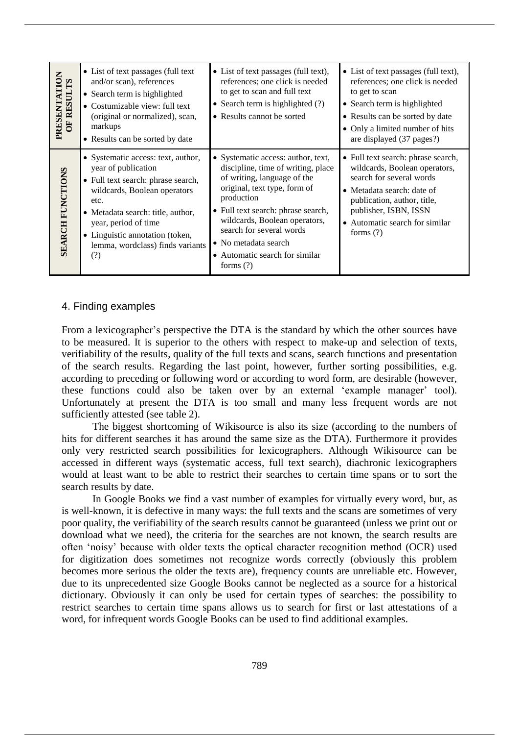| | | | |
|---|---|---|---|
| **PRESENTATION OF RESULTS** | • List of text passages (full text and/or scan), references<br>• Search term is highlighted<br>• Costumizable view: full text (original or normalized), scan, markups<br>• Results can be sorted by date | • List of text passages (full text), references; one click is needed to get to scan and full text<br>• Search term is highlighted (?)<br>• Results cannot be sorted | • List of text passages (full text), references; one click is needed to get to scan<br>• Search term is highlighted<br>• Results can be sorted by date<br>• Only a limited number of hits are displayed (37 pages?) |
| **SEARCH FUNCTIONS** | • Systematic access: text, author, year of publication<br>• Full text search: phrase search, wildcards, Boolean operators etc.<br>• Metadata search: title, author, year, period of time<br>• Linguistic annotation (token, lemma, wordclass) finds variants (?) | • Systematic access: author, text, discipline, time of writing, place of writing, language of the original, text type, form of production<br>• Full text search: phrase search, wildcards, Boolean operators, search for several words<br>• No metadata search<br>• Automatic search for similar forms (?) | • Full text search: phrase search, wildcards, Boolean operators, search for several words<br>• Metadata search: date of publication, author, title, publisher, ISBN, ISSN<br>• Automatic search for similar forms (?) |

## 4. Finding examples

From a lexicographer's perspective the DTA is the standard by which the other sources have to be measured. It is superior to the others with respect to make-up and selection of texts, verifiability of the results, quality of the full texts and scans, search functions and presentation of the search results. Regarding the last point, however, further sorting possibilities, e.g. according to preceding or following word or according to word form, are desirable (however, these functions could also be taken over by an external 'example manager' tool). Unfortunately at present the DTA is too small and many less frequent words are not sufficiently attested (see table 2).

The biggest shortcoming of Wikisource is also its size (according to the numbers of hits for different searches it has around the same size as the DTA). Furthermore it provides only very restricted search possibilities for lexicographers. Although Wikisource can be accessed in different ways (systematic access, full text search), diachronic lexicographers would at least want to be able to restrict their searches to certain time spans or to sort the search results by date.

In Google Books we find a vast number of examples for virtually every word, but, as is well-known, it is defective in many ways: the full texts and the scans are sometimes of very poor quality, the verifiability of the search results cannot be guaranteed (unless we print out or download what we need), the criteria for the searches are not known, the search results are often 'noisy' because with older texts the optical character recognition method (OCR) used for digitization does sometimes not recognize words correctly (obviously this problem becomes more serious the older the texts are), frequency counts are unreliable etc. However, due to its unprecedented size Google Books cannot be neglected as a source for a historical dictionary. Obviously it can only be used for certain types of searches: the possibility to restrict searches to certain time spans allows us to search for first or last attestations of a word, for infrequent words Google Books can be used to find additional examples.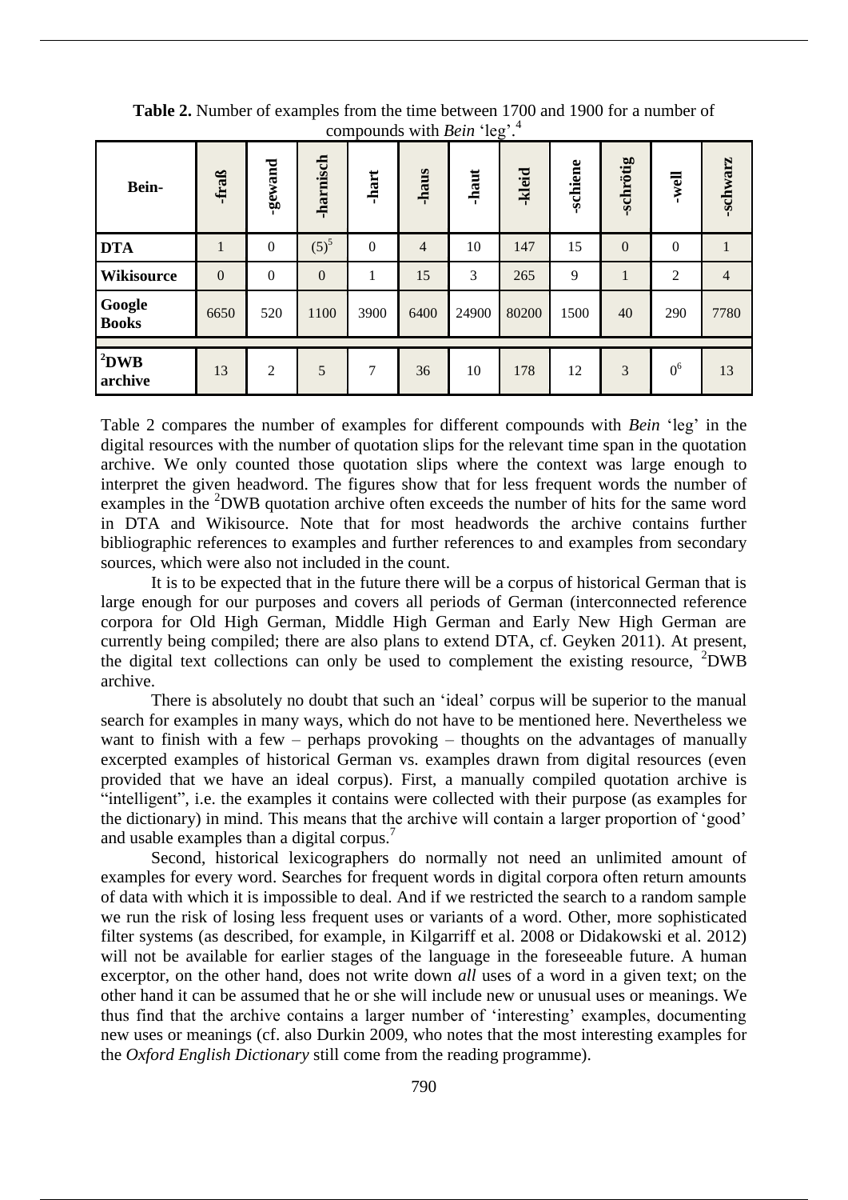**Table 2.** Number of examples from the time between 1700 and 1900 for a number of compounds with *Bein* 'leg'.[4]

| Bein- | -fraß | -gewand | -harnisch | -hart | -haus | -haut | -kleid | -schiene | -schrötig | -well | -schwarz |
|---|---|---|---|---|---|---|---|---|---|---|---|
| **DTA** | 1 | 0 | (5)[5] | 0 | 4 | 10 | 147 | 15 | 0 | 0 | 1 |
| **Wikisource** | 0 | 0 | 0 | 1 | 15 | 3 | 265 | 9 | 1 | 2 | 4 |
| **Google Books** | 6650 | 520 | 1100 | 3900 | 6400 | 24900 | 80200 | 1500 | 40 | 290 | 7780 |
| **[2]DWB archive** | 13 | 2 | 5 | 7 | 36 | 10 | 178 | 12 | 3 | 0[6] | 13 |

Table 2 compares the number of examples for different compounds with *Bein* 'leg' in the digital resources with the number of quotation slips for the relevant time span in the quotation archive. We only counted those quotation slips where the context was large enough to interpret the given headword. The figures show that for less frequent words the number of examples in the [2]DWB quotation archive often exceeds the number of hits for the same word in DTA and Wikisource. Note that for most headwords the archive contains further bibliographic references to examples and further references to and examples from secondary sources, which were also not included in the count.

It is to be expected that in the future there will be a corpus of historical German that is large enough for our purposes and covers all periods of German (interconnected reference corpora for Old High German, Middle High German and Early New High German are currently being compiled; there are also plans to extend DTA, cf. Geyken 2011). At present, the digital text collections can only be used to complement the existing resource, [2]DWB archive.

There is absolutely no doubt that such an 'ideal' corpus will be superior to the manual search for examples in many ways, which do not have to be mentioned here. Nevertheless we want to finish with a few – perhaps provoking – thoughts on the advantages of manually excerpted examples of historical German vs. examples drawn from digital resources (even provided that we have an ideal corpus). First, a manually compiled quotation archive is "intelligent", i.e. the examples it contains were collected with their purpose (as examples for the dictionary) in mind. This means that the archive will contain a larger proportion of 'good' and usable examples than a digital corpus.[7]

Second, historical lexicographers do normally not need an unlimited amount of examples for every word. Searches for frequent words in digital corpora often return amounts of data with which it is impossible to deal. And if we restricted the search to a random sample we run the risk of losing less frequent uses or variants of a word. Other, more sophisticated filter systems (as described, for example, in Kilgarriff et al. 2008 or Didakowski et al. 2012) will not be available for earlier stages of the language in the foreseeable future. A human excerptor, on the other hand, does not write down *all* uses of a word in a given text; on the other hand it can be assumed that he or she will include new or unusual uses or meanings. We thus find that the archive contains a larger number of 'interesting' examples, documenting new uses or meanings (cf. also Durkin 2009, who notes that the most interesting examples for the *Oxford English Dictionary* still come from the reading programme).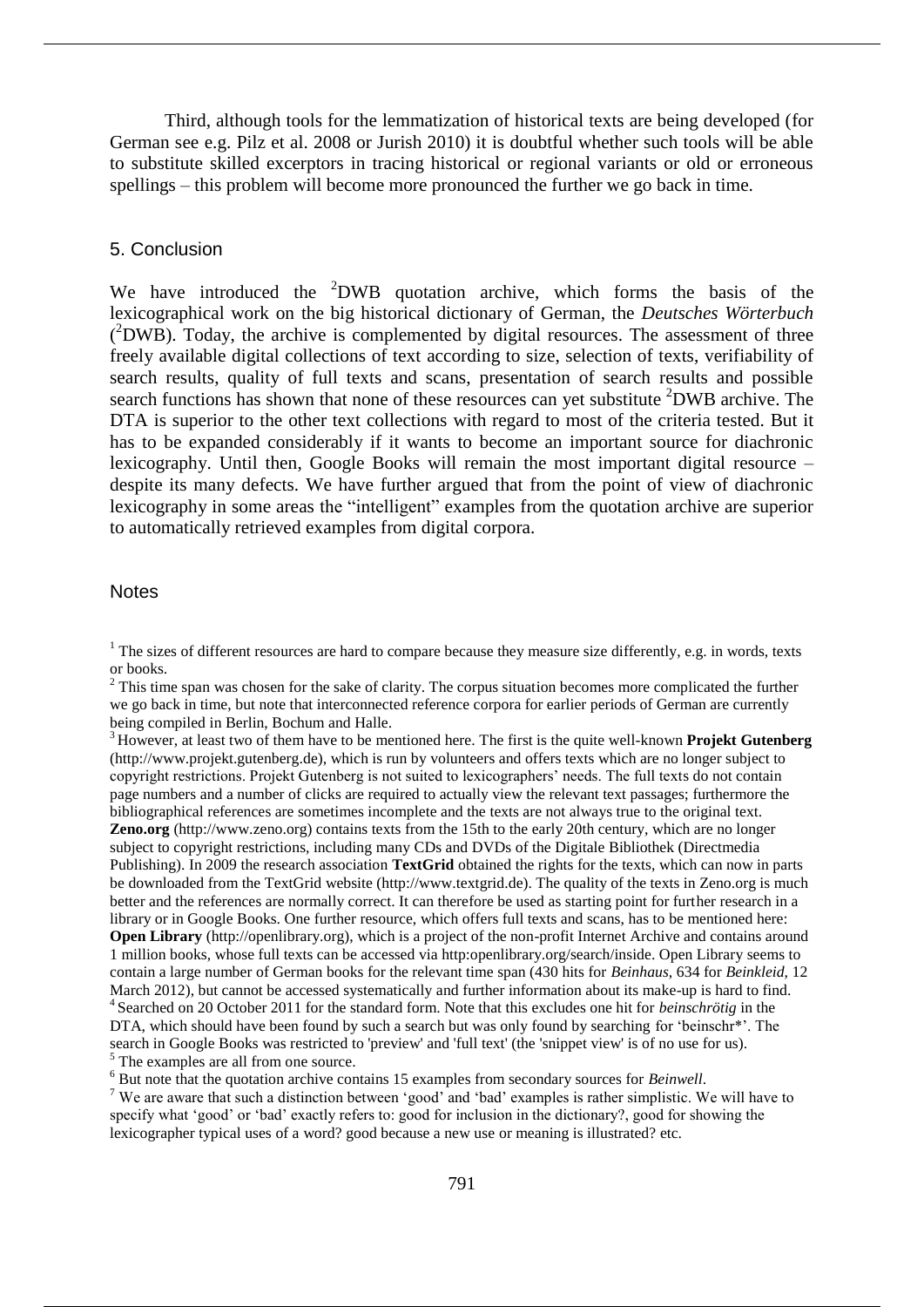Third, although tools for the lemmatization of historical texts are being developed (for German see e.g. Pilz et al. 2008 or Jurish 2010) it is doubtful whether such tools will be able to substitute skilled excerptors in tracing historical or regional variants or old or erroneous spellings – this problem will become more pronounced the further we go back in time.

## 5. Conclusion

We have introduced the ²DWB quotation archive, which forms the basis of the lexicographical work on the big historical dictionary of German, the *Deutsches Wörterbuch* (²DWB). Today, the archive is complemented by digital resources. The assessment of three freely available digital collections of text according to size, selection of texts, verifiability of search results, quality of full texts and scans, presentation of search results and possible search functions has shown that none of these resources can yet substitute ²DWB archive. The DTA is superior to the other text collections with regard to most of the criteria tested. But it has to be expanded considerably if it wants to become an important source for diachronic lexicography. Until then, Google Books will remain the most important digital resource – despite its many defects. We have further argued that from the point of view of diachronic lexicography in some areas the "intelligent" examples from the quotation archive are superior to automatically retrieved examples from digital corpora.

## Notes

[1] The sizes of different resources are hard to compare because they measure size differently, e.g. in words, texts or books.

[2] This time span was chosen for the sake of clarity. The corpus situation becomes more complicated the further we go back in time, but note that interconnected reference corpora for earlier periods of German are currently being compiled in Berlin, Bochum and Halle.

[3] However, at least two of them have to be mentioned here. The first is the quite well-known **Projekt Gutenberg** (http://www.projekt.gutenberg.de), which is run by volunteers and offers texts which are no longer subject to copyright restrictions. Projekt Gutenberg is not suited to lexicographers' needs. The full texts do not contain page numbers and a number of clicks are required to actually view the relevant text passages; furthermore the bibliographical references are sometimes incomplete and the texts are not always true to the original text. **Zeno.org** (http://www.zeno.org) contains texts from the 15th to the early 20th century, which are no longer subject to copyright restrictions, including many CDs and DVDs of the Digitale Bibliothek (Directmedia Publishing). In 2009 the research association **TextGrid** obtained the rights for the texts, which can now in parts be downloaded from the TextGrid website (http://www.textgrid.de). The quality of the texts in Zeno.org is much better and the references are normally correct. It can therefore be used as starting point for further research in a library or in Google Books. One further resource, which offers full texts and scans, has to be mentioned here: **Open Library** (http://openlibrary.org), which is a project of the non-profit Internet Archive and contains around 1 million books, whose full texts can be accessed via http:openlibrary.org/search/inside. Open Library seems to contain a large number of German books for the relevant time span (430 hits for *Beinhaus*, 634 for *Beinkleid*, 12 March 2012), but cannot be accessed systematically and further information about its make-up is hard to find.

[4] Searched on 20 October 2011 for the standard form. Note that this excludes one hit for *beinschrötig* in the DTA, which should have been found by such a search but was only found by searching for 'beinschr*'. The search in Google Books was restricted to 'preview' and 'full text' (the 'snippet view' is of no use for us).

[5] The examples are all from one source.

[6] But note that the quotation archive contains 15 examples from secondary sources for *Beinwell*.

[7] We are aware that such a distinction between 'good' and 'bad' examples is rather simplistic. We will have to specify what 'good' or 'bad' exactly refers to: good for inclusion in the dictionary?, good for showing the lexicographer typical uses of a word? good because a new use or meaning is illustrated? etc.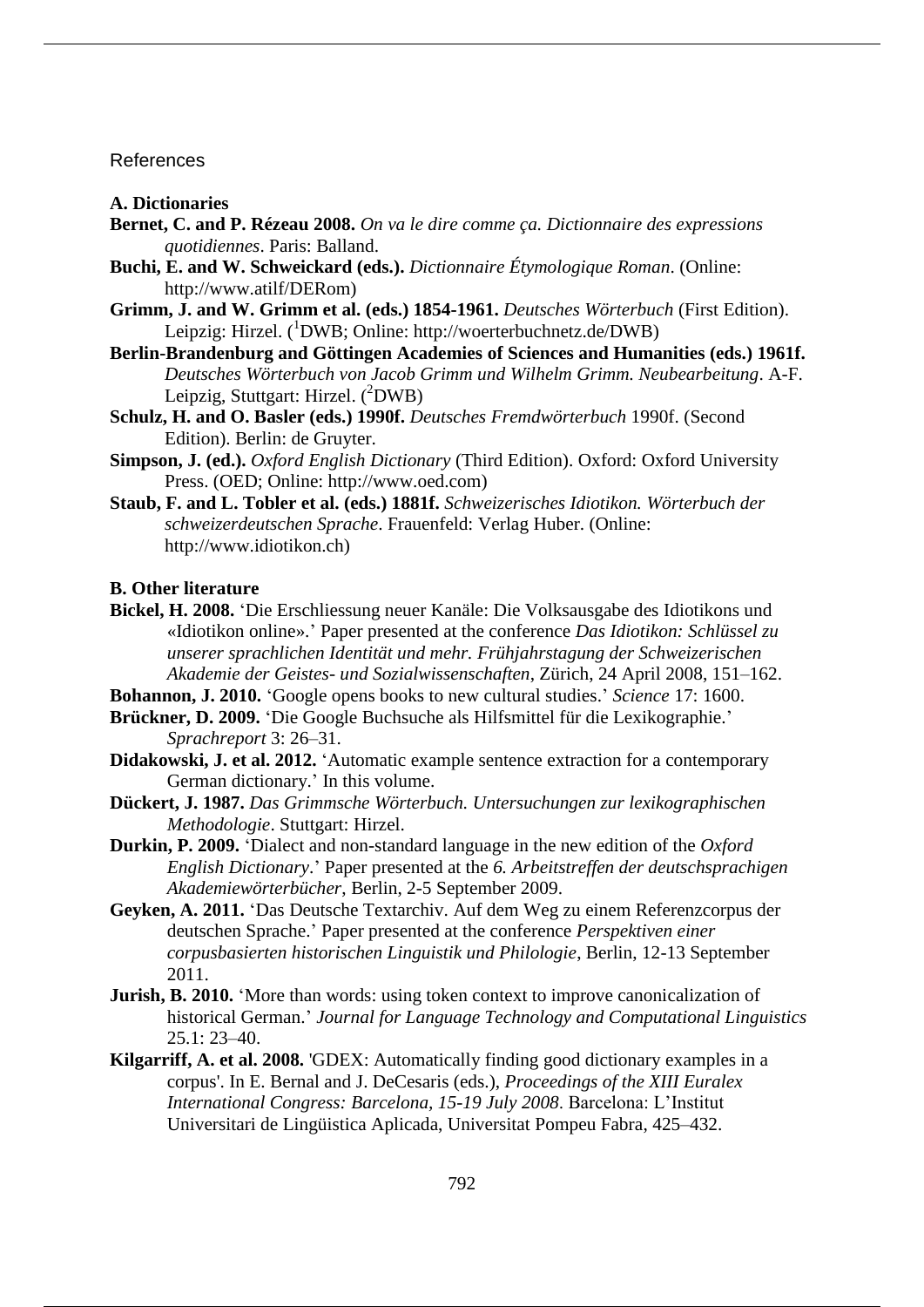# References

## A. Dictionaries

**Bernet, C. and P. Rézeau 2008.** *On va le dire comme ça. Dictionnaire des expressions quotidiennes*. Paris: Balland.

**Buchi, E. and W. Schweickard (eds.).** *Dictionnaire Étymologique Roman*. (Online: http://www.atilf/DERom)

**Grimm, J. and W. Grimm et al. (eds.) 1854-1961.** *Deutsches Wörterbuch* (First Edition). Leipzig: Hirzel. ([1]DWB; Online: http://woerterbuchnetz.de/DWB)

**Berlin-Brandenburg and Göttingen Academies of Sciences and Humanities (eds.) 1961f.** *Deutsches Wörterbuch von Jacob Grimm und Wilhelm Grimm. Neubearbeitung*. A-F. Leipzig, Stuttgart: Hirzel. ([2]DWB)

**Schulz, H. and O. Basler (eds.) 1990f.** *Deutsches Fremdwörterbuch* 1990f. (Second Edition). Berlin: de Gruyter.

**Simpson, J. (ed.).** *Oxford English Dictionary* (Third Edition). Oxford: Oxford University Press. (OED; Online: http://www.oed.com)

**Staub, F. and L. Tobler et al. (eds.) 1881f.** *Schweizerisches Idiotikon. Wörterbuch der schweizerdeutschen Sprache*. Frauenfeld: Verlag Huber. (Online: http://www.idiotikon.ch)

## B. Other literature

**Bickel, H. 2008.** 'Die Erschliessung neuer Kanäle: Die Volksausgabe des Idiotikons und «Idiotikon online».' Paper presented at the conference *Das Idiotikon: Schlüssel zu unserer sprachlichen Identität und mehr. Frühjahrstagung der Schweizerischen Akademie der Geistes- und Sozialwissenschaften*, Zürich, 24 April 2008, 151–162.

**Bohannon, J. 2010.** 'Google opens books to new cultural studies.' *Science* 17: 1600.

**Brückner, D. 2009.** 'Die Google Buchsuche als Hilfsmittel für die Lexikographie.' *Sprachreport* 3: 26–31.

**Didakowski, J. et al. 2012.** 'Automatic example sentence extraction for a contemporary German dictionary.' In this volume.

**Dückert, J. 1987.** *Das Grimmsche Wörterbuch. Untersuchungen zur lexikographischen Methodologie*. Stuttgart: Hirzel.

**Durkin, P. 2009.** 'Dialect and non-standard language in the new edition of the *Oxford English Dictionary*.' Paper presented at the *6. Arbeitstreffen der deutschsprachigen Akademiewörterbücher*, Berlin, 2-5 September 2009.

**Geyken, A. 2011.** 'Das Deutsche Textarchiv. Auf dem Weg zu einem Referenzcorpus der deutschen Sprache.' Paper presented at the conference *Perspektiven einer corpusbasierten historischen Linguistik und Philologie*, Berlin, 12-13 September 2011.

**Jurish, B. 2010.** 'More than words: using token context to improve canonicalization of historical German.' *Journal for Language Technology and Computational Linguistics* 25.1: 23–40.

**Kilgarriff, A. et al. 2008.** 'GDEX: Automatically finding good dictionary examples in a corpus'. In E. Bernal and J. DeCesaris (eds.), *Proceedings of the XIII Euralex International Congress: Barcelona, 15-19 July 2008*. Barcelona: L'Institut Universitari de Lingüistica Aplicada, Universitat Pompeu Fabra, 425–432.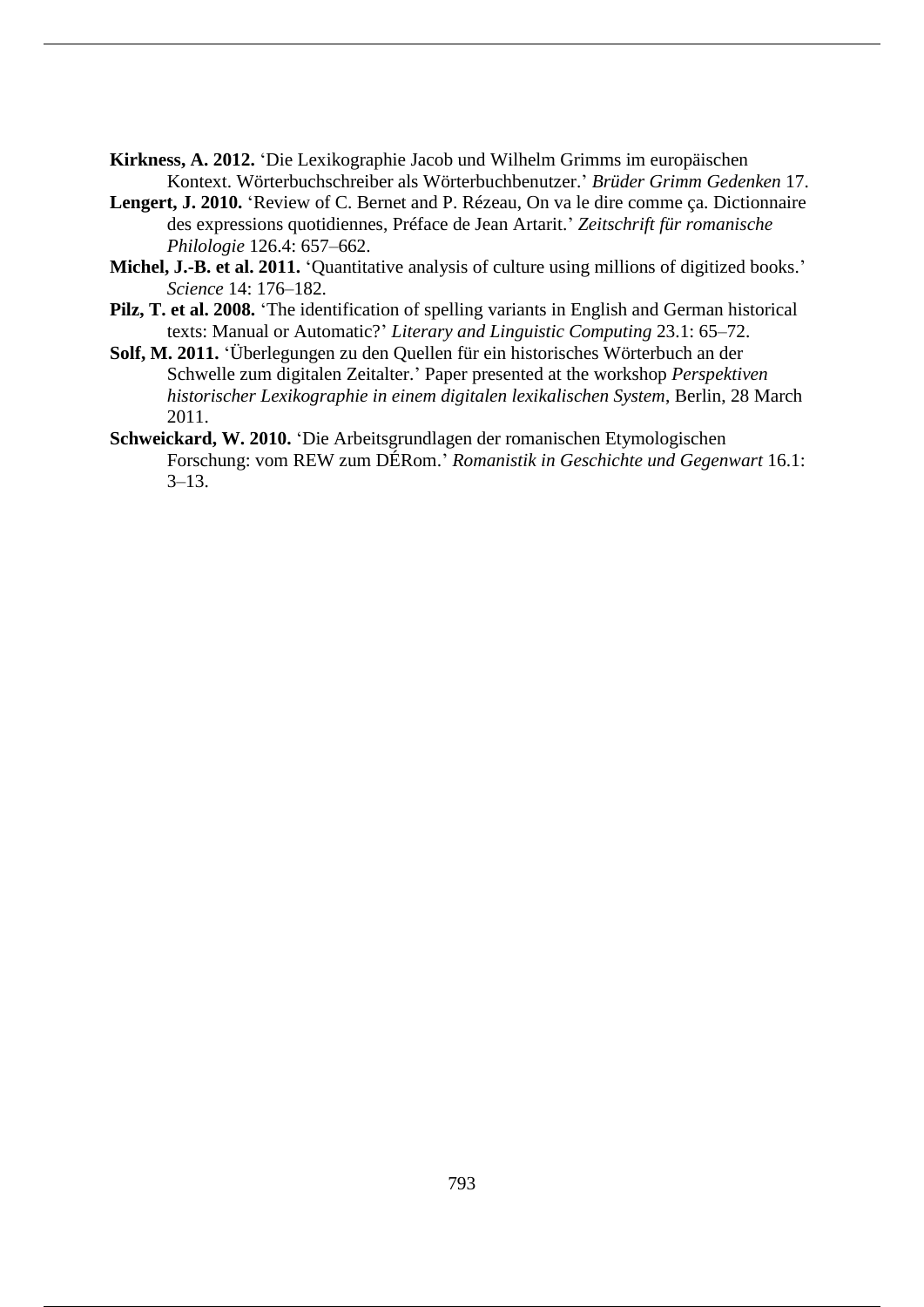**Kirkness, A. 2012.** 'Die Lexikographie Jacob und Wilhelm Grimms im europäischen Kontext. Wörterbuchschreiber als Wörterbuchbenutzer.' *Brüder Grimm Gedenken* 17.

**Lengert, J. 2010.** 'Review of C. Bernet and P. Rézeau, On va le dire comme ça. Dictionnaire des expressions quotidiennes, Préface de Jean Artarit.' *Zeitschrift für romanische Philologie* 126.4: 657–662.

**Michel, J.-B. et al. 2011.** 'Quantitative analysis of culture using millions of digitized books.' *Science* 14: 176–182.

**Pilz, T. et al. 2008.** 'The identification of spelling variants in English and German historical texts: Manual or Automatic?' *Literary and Linguistic Computing* 23.1: 65–72.

**Solf, M. 2011.** 'Überlegungen zu den Quellen für ein historisches Wörterbuch an der Schwelle zum digitalen Zeitalter.' Paper presented at the workshop *Perspektiven historischer Lexikographie in einem digitalen lexikalischen System*, Berlin, 28 March 2011.

**Schweickard, W. 2010.** 'Die Arbeitsgrundlagen der romanischen Etymologischen Forschung: vom REW zum DÉRom.' *Romanistik in Geschichte und Gegenwart* 16.1: 3–13.